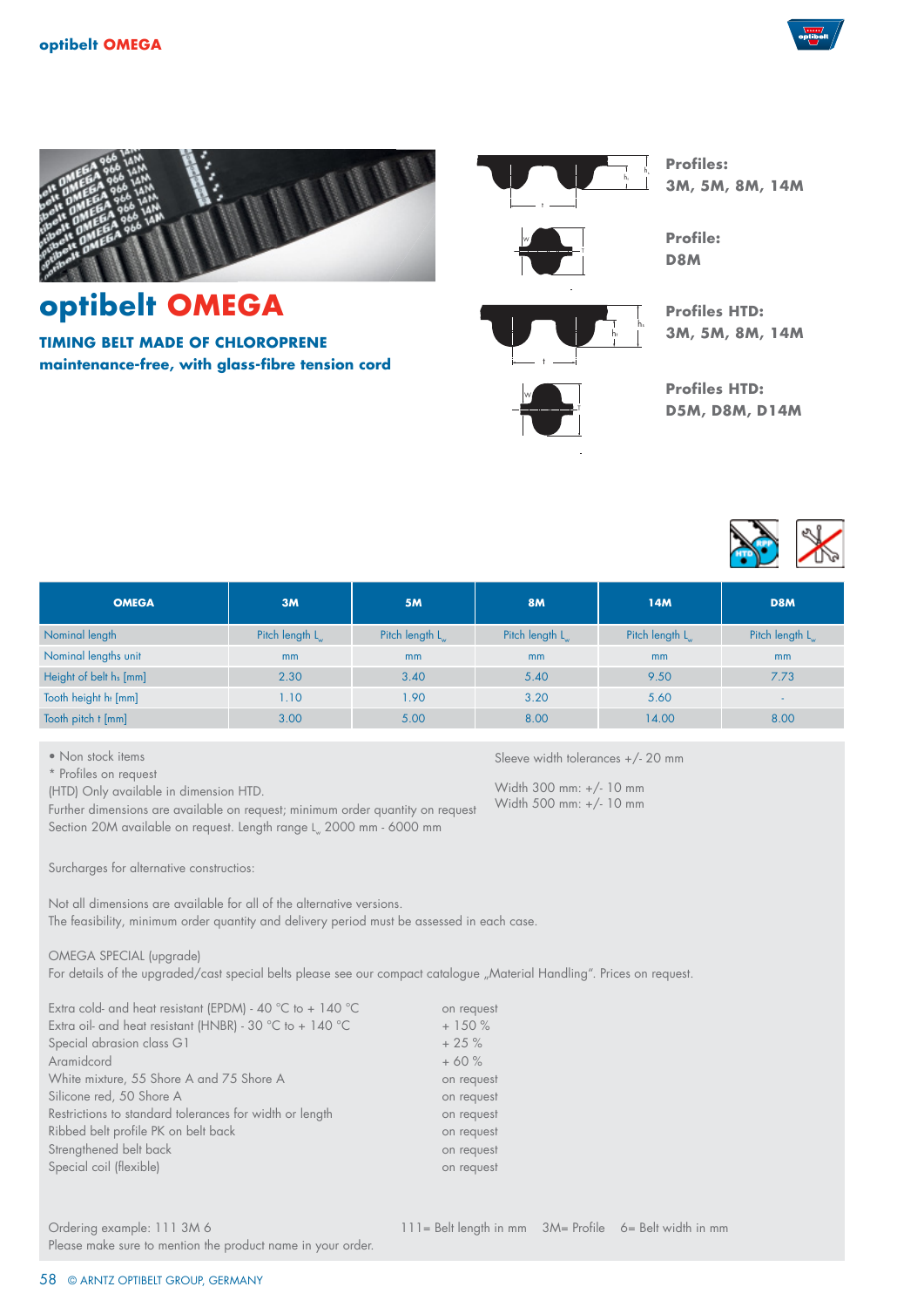# optibelt OMEGA

## TIMING BELT MADE OF CHLOROPRENE

**maintenance-free, with glass-fibre tension cord**

**Profiles:**
**3M, 5M, 8M, 14M**

**Profile:**
**D8M**

**Profiles HTD:**
**3M, 5M, 8M, 14M**

**Profiles HTD:**
**D5M, D8M, D14M**

| OMEGA | 3M | 5M | 8M | 14M | D8M |
|---|---|---|---|---|---|
| Nominal length | Pitch length $L_w$ | Pitch length $L_w$ | Pitch length $L_w$ | Pitch length $L_w$ | Pitch length $L_w$ |
| Nominal lengths unit | mm | mm | mm | mm | mm |
| Height of belt $h_s$ [mm] | 2.30 | 3.40 | 5.40 | 9.50 | 7.73 |
| Tooth height $h_t$ [mm] | 1.10 | 1.90 | 3.20 | 5.60 | - |
| Tooth pitch t [mm] | 3.00 | 5.00 | 8.00 | 14.00 | 8.00 |

• Non stock items
* Profiles on request
(HTD) Only available in dimension HTD.
Further dimensions are available on request; minimum order quantity on request
Section 20M available on request. Length range $L_w$ 2000 mm - 6000 mm

Sleeve width tolerances +/- 20 mm

Width 300 mm: +/- 10 mm
Width 500 mm: +/- 10 mm

Surcharges for alternative constructions:

Not all dimensions are available for all of the alternative versions.
The feasibility, minimum order quantity and delivery period must be assessed in each case.

OMEGA SPECIAL (upgrade)
For details of the upgraded/cast special belts please see our compact catalogue „Material Handling". Prices on request.

| | |
|---|---|
| Extra cold- and heat resistant (EPDM) - 40 °C to + 140 °C | on request |
| Extra oil- and heat resistant (HNBR) - 30 °C to + 140 °C | + 150 % |
| Special abrasion class G1 | + 25 % |
| Aramidcord | + 60 % |
| White mixture, 55 Shore A and 75 Shore A | on request |
| Silicone red, 50 Shore A | on request |
| Restrictions to standard tolerances for width or length | on request |
| Ribbed belt profile PK on belt back | on request |
| Strengthened belt back | on request |
| Special coil (flexible) | on request |

Ordering example: 111 3M 6 &nbsp;&nbsp;&nbsp; 111= Belt length in mm &nbsp;&nbsp; 3M= Profile &nbsp;&nbsp; 6= Belt width in mm
Please make sure to mention the product name in your order.

© ARNTZ OPTIBELT GROUP, GERMANY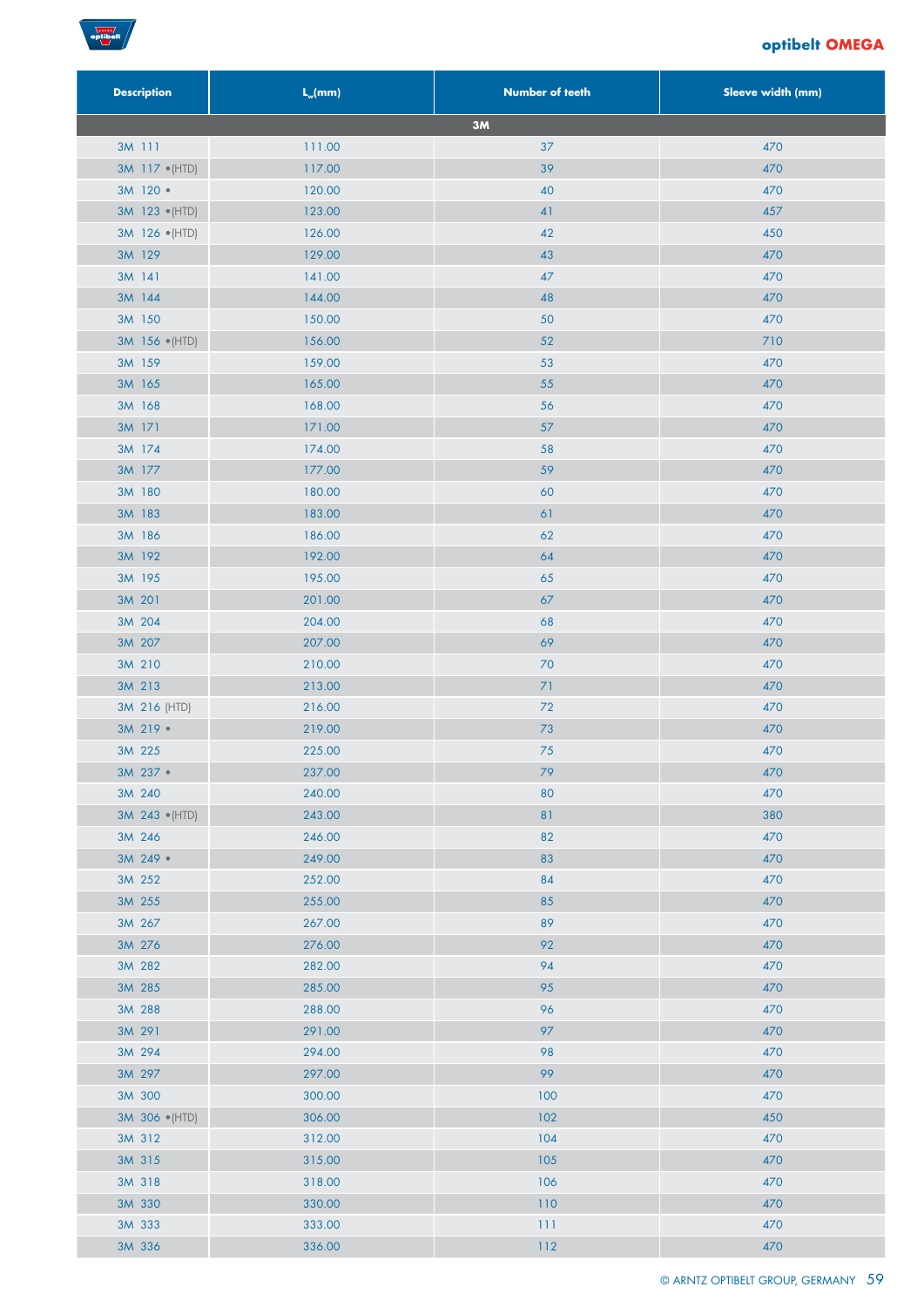## optibelt OMEGA

| Description | $L_w$(mm) | Number of teeth | Sleeve width (mm) |
|---|---|---|---|
| **3M** | | | |
| 3M 111 | 111.00 | 37 | 470 |
| 3M 117 •(HTD) | 117.00 | 39 | 470 |
| 3M 120 • | 120.00 | 40 | 470 |
| 3M 123 •(HTD) | 123.00 | 41 | 457 |
| 3M 126 •(HTD) | 126.00 | 42 | 450 |
| 3M 129 | 129.00 | 43 | 470 |
| 3M 141 | 141.00 | 47 | 470 |
| 3M 144 | 144.00 | 48 | 470 |
| 3M 150 | 150.00 | 50 | 470 |
| 3M 156 •(HTD) | 156.00 | 52 | 710 |
| 3M 159 | 159.00 | 53 | 470 |
| 3M 165 | 165.00 | 55 | 470 |
| 3M 168 | 168.00 | 56 | 470 |
| 3M 171 | 171.00 | 57 | 470 |
| 3M 174 | 174.00 | 58 | 470 |
| 3M 177 | 177.00 | 59 | 470 |
| 3M 180 | 180.00 | 60 | 470 |
| 3M 183 | 183.00 | 61 | 470 |
| 3M 186 | 186.00 | 62 | 470 |
| 3M 192 | 192.00 | 64 | 470 |
| 3M 195 | 195.00 | 65 | 470 |
| 3M 201 | 201.00 | 67 | 470 |
| 3M 204 | 204.00 | 68 | 470 |
| 3M 207 | 207.00 | 69 | 470 |
| 3M 210 | 210.00 | 70 | 470 |
| 3M 213 | 213.00 | 71 | 470 |
| 3M 216 (HTD) | 216.00 | 72 | 470 |
| 3M 219 • | 219.00 | 73 | 470 |
| 3M 225 | 225.00 | 75 | 470 |
| 3M 237 • | 237.00 | 79 | 470 |
| 3M 240 | 240.00 | 80 | 470 |
| 3M 243 •(HTD) | 243.00 | 81 | 380 |
| 3M 246 | 246.00 | 82 | 470 |
| 3M 249 • | 249.00 | 83 | 470 |
| 3M 252 | 252.00 | 84 | 470 |
| 3M 255 | 255.00 | 85 | 470 |
| 3M 267 | 267.00 | 89 | 470 |
| 3M 276 | 276.00 | 92 | 470 |
| 3M 282 | 282.00 | 94 | 470 |
| 3M 285 | 285.00 | 95 | 470 |
| 3M 288 | 288.00 | 96 | 470 |
| 3M 291 | 291.00 | 97 | 470 |
| 3M 294 | 294.00 | 98 | 470 |
| 3M 297 | 297.00 | 99 | 470 |
| 3M 300 | 300.00 | 100 | 470 |
| 3M 306 •(HTD) | 306.00 | 102 | 450 |
| 3M 312 | 312.00 | 104 | 470 |
| 3M 315 | 315.00 | 105 | 470 |
| 3M 318 | 318.00 | 106 | 470 |
| 3M 330 | 330.00 | 110 | 470 |
| 3M 333 | 333.00 | 111 | 470 |
| 3M 336 | 336.00 | 112 | 470 |

© ARNTZ OPTIBELT GROUP, GERMANY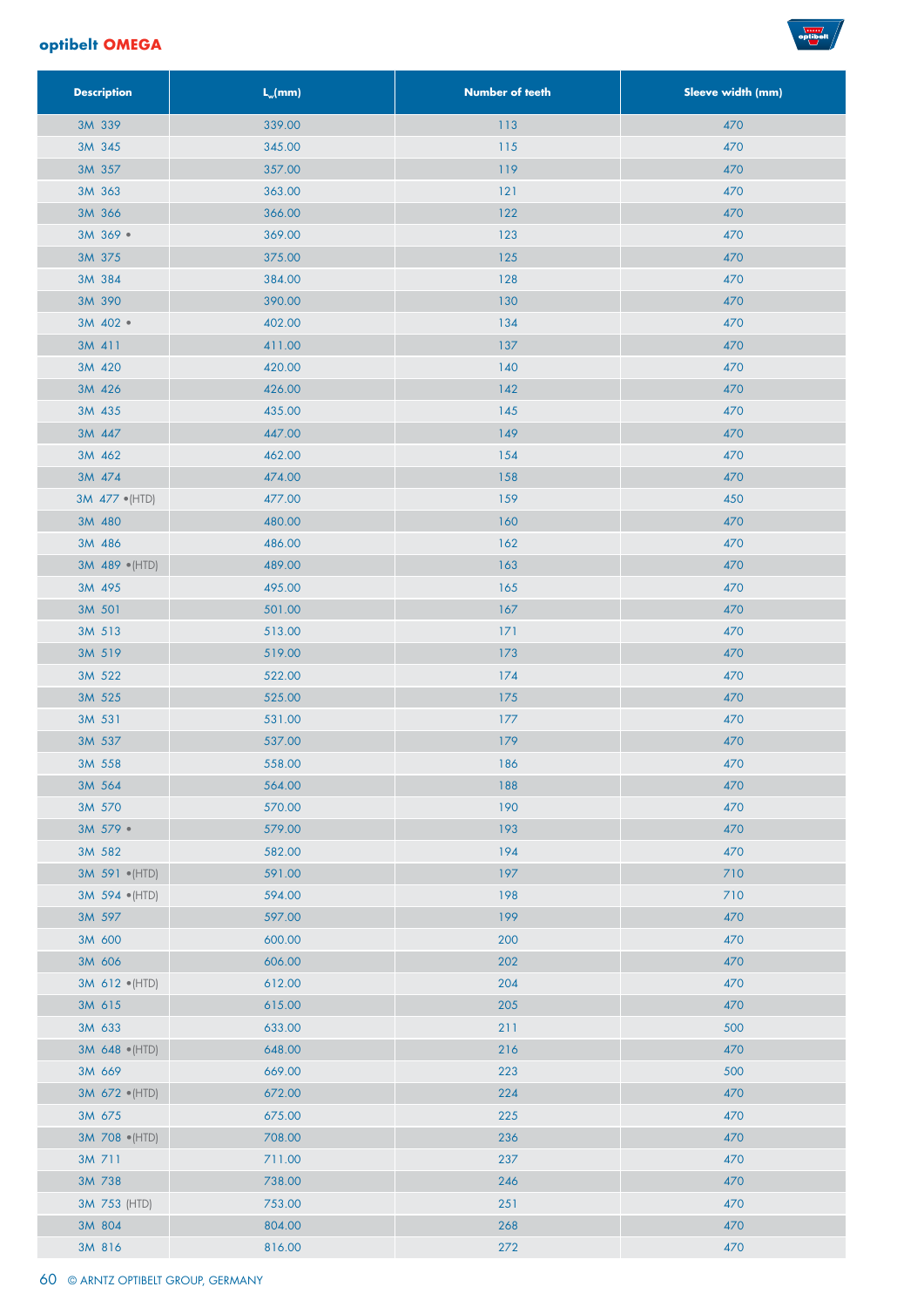**optibelt OMEGA**

| Description | $L_w$(mm) | Number of teeth | Sleeve width (mm) |
|---|---|---|---|
| 3M 339 | 339.00 | 113 | 470 |
| 3M 345 | 345.00 | 115 | 470 |
| 3M 357 | 357.00 | 119 | 470 |
| 3M 363 | 363.00 | 121 | 470 |
| 3M 366 | 366.00 | 122 | 470 |
| 3M 369 • | 369.00 | 123 | 470 |
| 3M 375 | 375.00 | 125 | 470 |
| 3M 384 | 384.00 | 128 | 470 |
| 3M 390 | 390.00 | 130 | 470 |
| 3M 402 • | 402.00 | 134 | 470 |
| 3M 411 | 411.00 | 137 | 470 |
| 3M 420 | 420.00 | 140 | 470 |
| 3M 426 | 426.00 | 142 | 470 |
| 3M 435 | 435.00 | 145 | 470 |
| 3M 447 | 447.00 | 149 | 470 |
| 3M 462 | 462.00 | 154 | 470 |
| 3M 474 | 474.00 | 158 | 470 |
| 3M 477 •(HTD) | 477.00 | 159 | 450 |
| 3M 480 | 480.00 | 160 | 470 |
| 3M 486 | 486.00 | 162 | 470 |
| 3M 489 •(HTD) | 489.00 | 163 | 470 |
| 3M 495 | 495.00 | 165 | 470 |
| 3M 501 | 501.00 | 167 | 470 |
| 3M 513 | 513.00 | 171 | 470 |
| 3M 519 | 519.00 | 173 | 470 |
| 3M 522 | 522.00 | 174 | 470 |
| 3M 525 | 525.00 | 175 | 470 |
| 3M 531 | 531.00 | 177 | 470 |
| 3M 537 | 537.00 | 179 | 470 |
| 3M 558 | 558.00 | 186 | 470 |
| 3M 564 | 564.00 | 188 | 470 |
| 3M 570 | 570.00 | 190 | 470 |
| 3M 579 • | 579.00 | 193 | 470 |
| 3M 582 | 582.00 | 194 | 470 |
| 3M 591 •(HTD) | 591.00 | 197 | 710 |
| 3M 594 •(HTD) | 594.00 | 198 | 710 |
| 3M 597 | 597.00 | 199 | 470 |
| 3M 600 | 600.00 | 200 | 470 |
| 3M 606 | 606.00 | 202 | 470 |
| 3M 612 •(HTD) | 612.00 | 204 | 470 |
| 3M 615 | 615.00 | 205 | 470 |
| 3M 633 | 633.00 | 211 | 500 |
| 3M 648 •(HTD) | 648.00 | 216 | 470 |
| 3M 669 | 669.00 | 223 | 500 |
| 3M 672 •(HTD) | 672.00 | 224 | 470 |
| 3M 675 | 675.00 | 225 | 470 |
| 3M 708 •(HTD) | 708.00 | 236 | 470 |
| 3M 711 | 711.00 | 237 | 470 |
| 3M 738 | 738.00 | 246 | 470 |
| 3M 753 (HTD) | 753.00 | 251 | 470 |
| 3M 804 | 804.00 | 268 | 470 |
| 3M 816 | 816.00 | 272 | 470 |

© ARNTZ OPTIBELT GROUP, GERMANY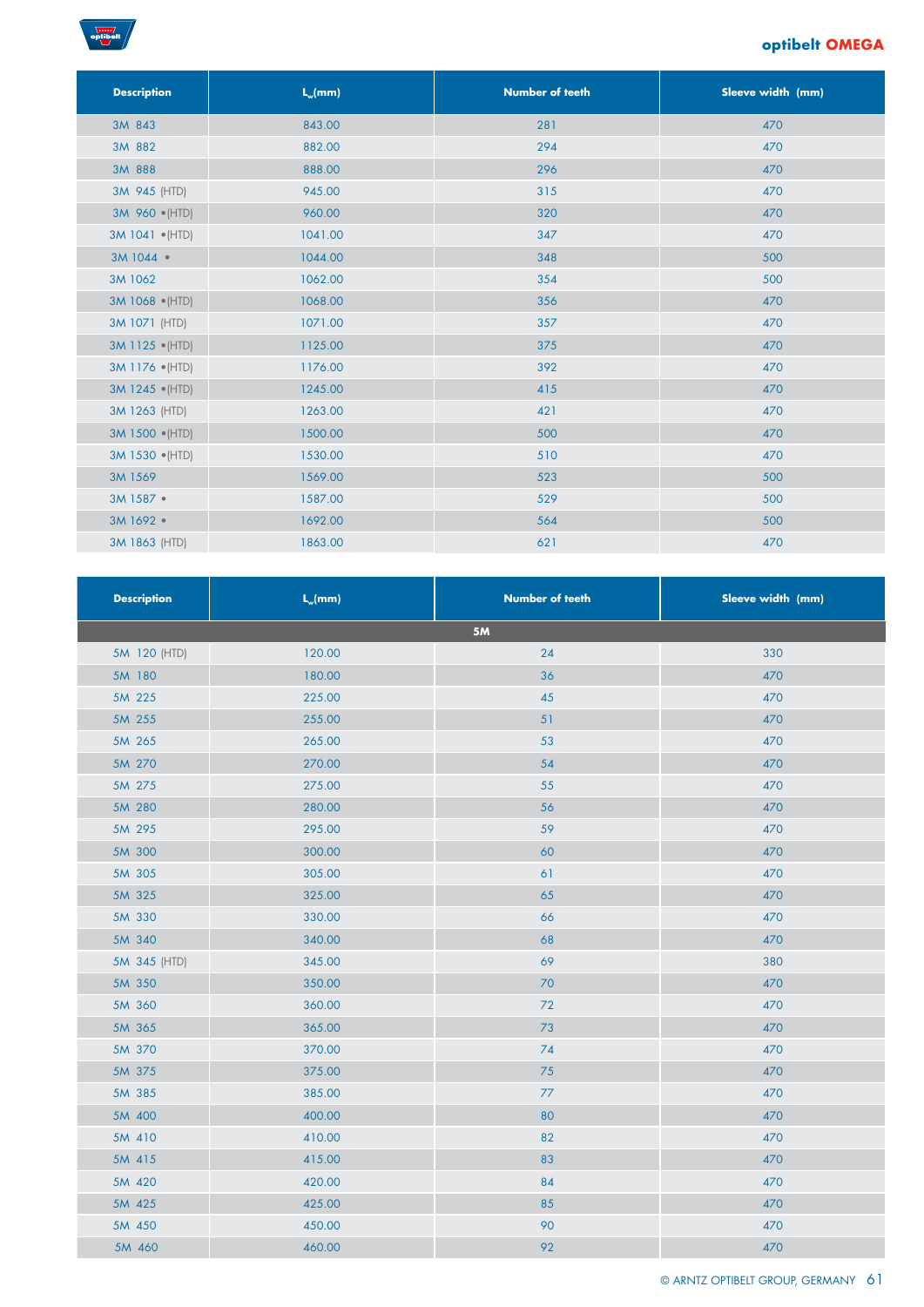| Description | $L_w$(mm) | Number of teeth | Sleeve width (mm) |
|---|---|---|---|
| 3M 843 | 843.00 | 281 | 470 |
| 3M 882 | 882.00 | 294 | 470 |
| 3M 888 | 888.00 | 296 | 470 |
| 3M 945 (HTD) | 945.00 | 315 | 470 |
| 3M 960 •(HTD) | 960.00 | 320 | 470 |
| 3M 1041 •(HTD) | 1041.00 | 347 | 470 |
| 3M 1044 • | 1044.00 | 348 | 500 |
| 3M 1062 | 1062.00 | 354 | 500 |
| 3M 1068 •(HTD) | 1068.00 | 356 | 470 |
| 3M 1071 (HTD) | 1071.00 | 357 | 470 |
| 3M 1125 •(HTD) | 1125.00 | 375 | 470 |
| 3M 1176 •(HTD) | 1176.00 | 392 | 470 |
| 3M 1245 •(HTD) | 1245.00 | 415 | 470 |
| 3M 1263 (HTD) | 1263.00 | 421 | 470 |
| 3M 1500 •(HTD) | 1500.00 | 500 | 470 |
| 3M 1530 •(HTD) | 1530.00 | 510 | 470 |
| 3M 1569 | 1569.00 | 523 | 500 |
| 3M 1587 • | 1587.00 | 529 | 500 |
| 3M 1692 • | 1692.00 | 564 | 500 |
| 3M 1863 (HTD) | 1863.00 | 621 | 470 |

| Description | $L_w$(mm) | Number of teeth | Sleeve width (mm) |
|---|---|---|---|
| | | **5M** | |
| 5M 120 (HTD) | 120.00 | 24 | 330 |
| 5M 180 | 180.00 | 36 | 470 |
| 5M 225 | 225.00 | 45 | 470 |
| 5M 255 | 255.00 | 51 | 470 |
| 5M 265 | 265.00 | 53 | 470 |
| 5M 270 | 270.00 | 54 | 470 |
| 5M 275 | 275.00 | 55 | 470 |
| 5M 280 | 280.00 | 56 | 470 |
| 5M 295 | 295.00 | 59 | 470 |
| 5M 300 | 300.00 | 60 | 470 |
| 5M 305 | 305.00 | 61 | 470 |
| 5M 325 | 325.00 | 65 | 470 |
| 5M 330 | 330.00 | 66 | 470 |
| 5M 340 | 340.00 | 68 | 470 |
| 5M 345 (HTD) | 345.00 | 69 | 380 |
| 5M 350 | 350.00 | 70 | 470 |
| 5M 360 | 360.00 | 72 | 470 |
| 5M 365 | 365.00 | 73 | 470 |
| 5M 370 | 370.00 | 74 | 470 |
| 5M 375 | 375.00 | 75 | 470 |
| 5M 385 | 385.00 | 77 | 470 |
| 5M 400 | 400.00 | 80 | 470 |
| 5M 410 | 410.00 | 82 | 470 |
| 5M 415 | 415.00 | 83 | 470 |
| 5M 420 | 420.00 | 84 | 470 |
| 5M 425 | 425.00 | 85 | 470 |
| 5M 450 | 450.00 | 90 | 470 |
| 5M 460 | 460.00 | 92 | 470 |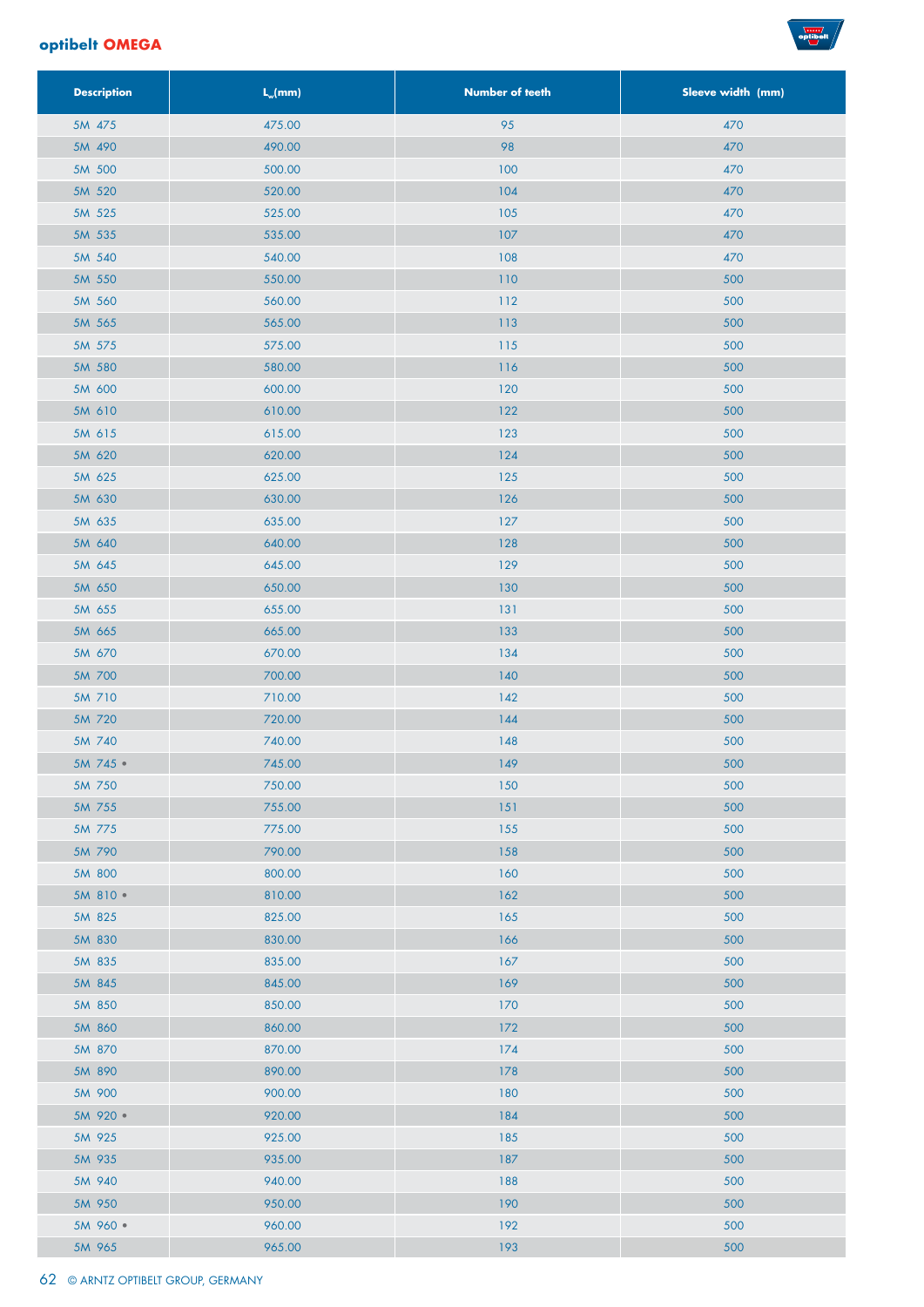## optibelt OMEGA

| Description | $L_w$(mm) | Number of teeth | Sleeve width (mm) |
|---|---|---|---|
| 5M 475 | 475.00 | 95 | 470 |
| 5M 490 | 490.00 | 98 | 470 |
| 5M 500 | 500.00 | 100 | 470 |
| 5M 520 | 520.00 | 104 | 470 |
| 5M 525 | 525.00 | 105 | 470 |
| 5M 535 | 535.00 | 107 | 470 |
| 5M 540 | 540.00 | 108 | 470 |
| 5M 550 | 550.00 | 110 | 500 |
| 5M 560 | 560.00 | 112 | 500 |
| 5M 565 | 565.00 | 113 | 500 |
| 5M 575 | 575.00 | 115 | 500 |
| 5M 580 | 580.00 | 116 | 500 |
| 5M 600 | 600.00 | 120 | 500 |
| 5M 610 | 610.00 | 122 | 500 |
| 5M 615 | 615.00 | 123 | 500 |
| 5M 620 | 620.00 | 124 | 500 |
| 5M 625 | 625.00 | 125 | 500 |
| 5M 630 | 630.00 | 126 | 500 |
| 5M 635 | 635.00 | 127 | 500 |
| 5M 640 | 640.00 | 128 | 500 |
| 5M 645 | 645.00 | 129 | 500 |
| 5M 650 | 650.00 | 130 | 500 |
| 5M 655 | 655.00 | 131 | 500 |
| 5M 665 | 665.00 | 133 | 500 |
| 5M 670 | 670.00 | 134 | 500 |
| 5M 700 | 700.00 | 140 | 500 |
| 5M 710 | 710.00 | 142 | 500 |
| 5M 720 | 720.00 | 144 | 500 |
| 5M 740 | 740.00 | 148 | 500 |
| 5M 745 • | 745.00 | 149 | 500 |
| 5M 750 | 750.00 | 150 | 500 |
| 5M 755 | 755.00 | 151 | 500 |
| 5M 775 | 775.00 | 155 | 500 |
| 5M 790 | 790.00 | 158 | 500 |
| 5M 800 | 800.00 | 160 | 500 |
| 5M 810 • | 810.00 | 162 | 500 |
| 5M 825 | 825.00 | 165 | 500 |
| 5M 830 | 830.00 | 166 | 500 |
| 5M 835 | 835.00 | 167 | 500 |
| 5M 845 | 845.00 | 169 | 500 |
| 5M 850 | 850.00 | 170 | 500 |
| 5M 860 | 860.00 | 172 | 500 |
| 5M 870 | 870.00 | 174 | 500 |
| 5M 890 | 890.00 | 178 | 500 |
| 5M 900 | 900.00 | 180 | 500 |
| 5M 920 • | 920.00 | 184 | 500 |
| 5M 925 | 925.00 | 185 | 500 |
| 5M 935 | 935.00 | 187 | 500 |
| 5M 940 | 940.00 | 188 | 500 |
| 5M 950 | 950.00 | 190 | 500 |
| 5M 960 • | 960.00 | 192 | 500 |
| 5M 965 | 965.00 | 193 | 500 |

© ARNTZ OPTIBELT GROUP, GERMANY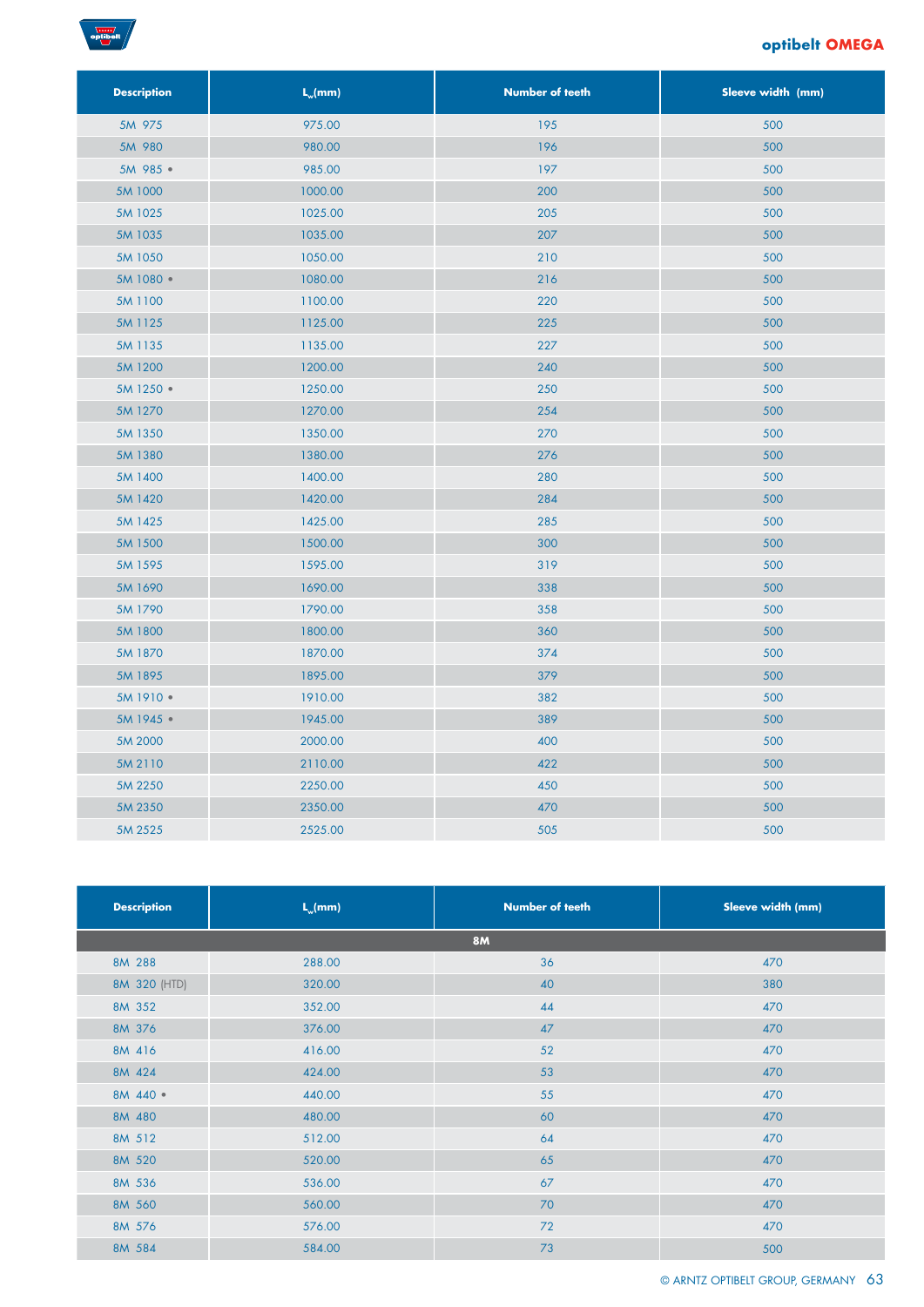| Description | $L_w$(mm) | Number of teeth | Sleeve width (mm) |
|---|---|---|---|
| 5M 975 | 975.00 | 195 | 500 |
| 5M 980 | 980.00 | 196 | 500 |
| 5M 985 • | 985.00 | 197 | 500 |
| 5M 1000 | 1000.00 | 200 | 500 |
| 5M 1025 | 1025.00 | 205 | 500 |
| 5M 1035 | 1035.00 | 207 | 500 |
| 5M 1050 | 1050.00 | 210 | 500 |
| 5M 1080 • | 1080.00 | 216 | 500 |
| 5M 1100 | 1100.00 | 220 | 500 |
| 5M 1125 | 1125.00 | 225 | 500 |
| 5M 1135 | 1135.00 | 227 | 500 |
| 5M 1200 | 1200.00 | 240 | 500 |
| 5M 1250 • | 1250.00 | 250 | 500 |
| 5M 1270 | 1270.00 | 254 | 500 |
| 5M 1350 | 1350.00 | 270 | 500 |
| 5M 1380 | 1380.00 | 276 | 500 |
| 5M 1400 | 1400.00 | 280 | 500 |
| 5M 1420 | 1420.00 | 284 | 500 |
| 5M 1425 | 1425.00 | 285 | 500 |
| 5M 1500 | 1500.00 | 300 | 500 |
| 5M 1595 | 1595.00 | 319 | 500 |
| 5M 1690 | 1690.00 | 338 | 500 |
| 5M 1790 | 1790.00 | 358 | 500 |
| 5M 1800 | 1800.00 | 360 | 500 |
| 5M 1870 | 1870.00 | 374 | 500 |
| 5M 1895 | 1895.00 | 379 | 500 |
| 5M 1910 • | 1910.00 | 382 | 500 |
| 5M 1945 • | 1945.00 | 389 | 500 |
| 5M 2000 | 2000.00 | 400 | 500 |
| 5M 2110 | 2110.00 | 422 | 500 |
| 5M 2250 | 2250.00 | 450 | 500 |
| 5M 2350 | 2350.00 | 470 | 500 |
| 5M 2525 | 2525.00 | 505 | 500 |

| Description | $L_w$(mm) | Number of teeth | Sleeve width (mm) |
|---|---|---|---|
| **8M** | | | |
| 8M 288 | 288.00 | 36 | 470 |
| 8M 320 (HTD) | 320.00 | 40 | 380 |
| 8M 352 | 352.00 | 44 | 470 |
| 8M 376 | 376.00 | 47 | 470 |
| 8M 416 | 416.00 | 52 | 470 |
| 8M 424 | 424.00 | 53 | 470 |
| 8M 440 • | 440.00 | 55 | 470 |
| 8M 480 | 480.00 | 60 | 470 |
| 8M 512 | 512.00 | 64 | 470 |
| 8M 520 | 520.00 | 65 | 470 |
| 8M 536 | 536.00 | 67 | 470 |
| 8M 560 | 560.00 | 70 | 470 |
| 8M 576 | 576.00 | 72 | 470 |
| 8M 584 | 584.00 | 73 | 500 |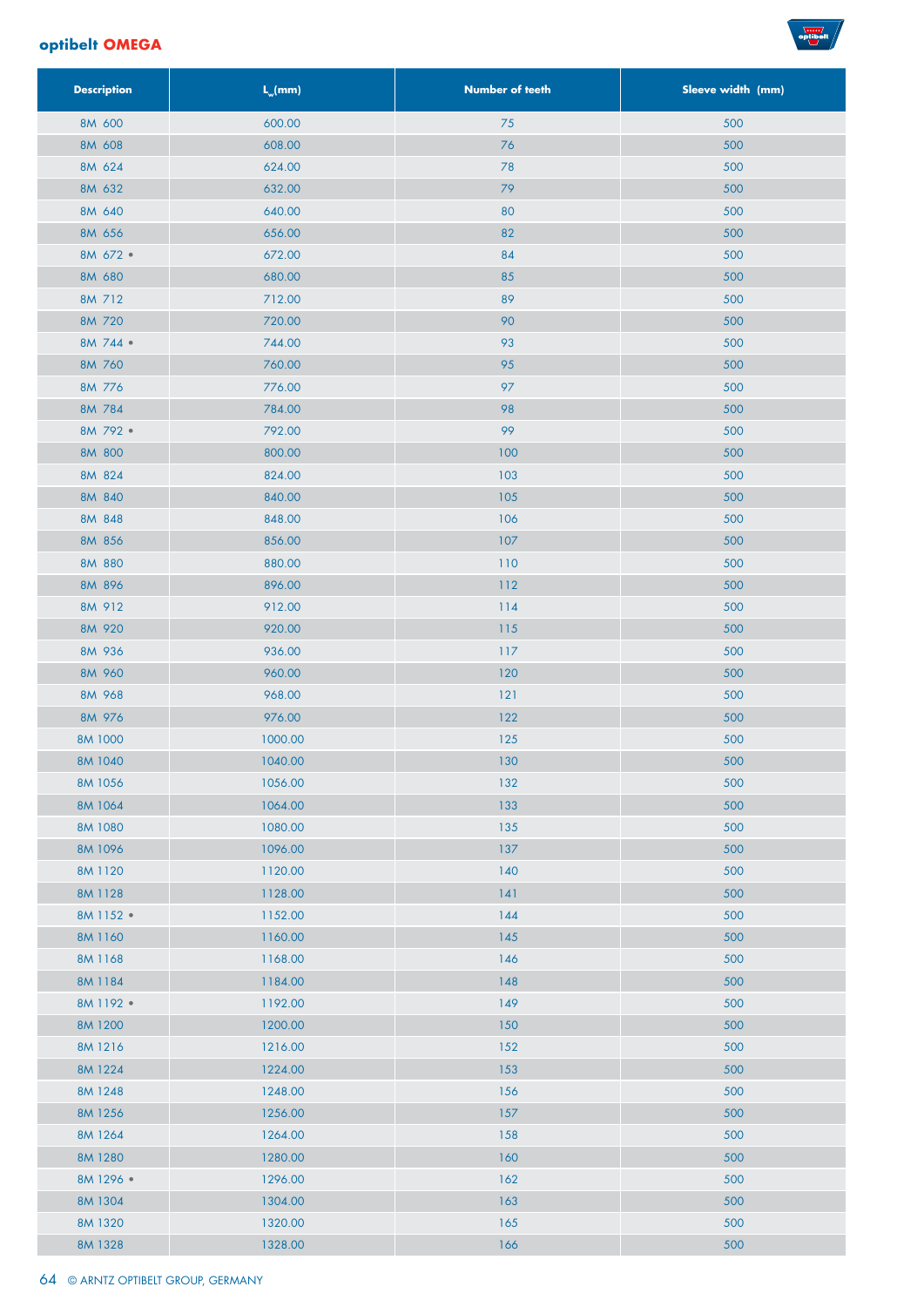## optibelt OMEGA

| Description | $L_w$(mm) | Number of teeth | Sleeve width (mm) |
|---|---|---|---|
| 8M 600 | 600.00 | 75 | 500 |
| 8M 608 | 608.00 | 76 | 500 |
| 8M 624 | 624.00 | 78 | 500 |
| 8M 632 | 632.00 | 79 | 500 |
| 8M 640 | 640.00 | 80 | 500 |
| 8M 656 | 656.00 | 82 | 500 |
| 8M 672 • | 672.00 | 84 | 500 |
| 8M 680 | 680.00 | 85 | 500 |
| 8M 712 | 712.00 | 89 | 500 |
| 8M 720 | 720.00 | 90 | 500 |
| 8M 744 • | 744.00 | 93 | 500 |
| 8M 760 | 760.00 | 95 | 500 |
| 8M 776 | 776.00 | 97 | 500 |
| 8M 784 | 784.00 | 98 | 500 |
| 8M 792 • | 792.00 | 99 | 500 |
| 8M 800 | 800.00 | 100 | 500 |
| 8M 824 | 824.00 | 103 | 500 |
| 8M 840 | 840.00 | 105 | 500 |
| 8M 848 | 848.00 | 106 | 500 |
| 8M 856 | 856.00 | 107 | 500 |
| 8M 880 | 880.00 | 110 | 500 |
| 8M 896 | 896.00 | 112 | 500 |
| 8M 912 | 912.00 | 114 | 500 |
| 8M 920 | 920.00 | 115 | 500 |
| 8M 936 | 936.00 | 117 | 500 |
| 8M 960 | 960.00 | 120 | 500 |
| 8M 968 | 968.00 | 121 | 500 |
| 8M 976 | 976.00 | 122 | 500 |
| 8M 1000 | 1000.00 | 125 | 500 |
| 8M 1040 | 1040.00 | 130 | 500 |
| 8M 1056 | 1056.00 | 132 | 500 |
| 8M 1064 | 1064.00 | 133 | 500 |
| 8M 1080 | 1080.00 | 135 | 500 |
| 8M 1096 | 1096.00 | 137 | 500 |
| 8M 1120 | 1120.00 | 140 | 500 |
| 8M 1128 | 1128.00 | 141 | 500 |
| 8M 1152 • | 1152.00 | 144 | 500 |
| 8M 1160 | 1160.00 | 145 | 500 |
| 8M 1168 | 1168.00 | 146 | 500 |
| 8M 1184 | 1184.00 | 148 | 500 |
| 8M 1192 • | 1192.00 | 149 | 500 |
| 8M 1200 | 1200.00 | 150 | 500 |
| 8M 1216 | 1216.00 | 152 | 500 |
| 8M 1224 | 1224.00 | 153 | 500 |
| 8M 1248 | 1248.00 | 156 | 500 |
| 8M 1256 | 1256.00 | 157 | 500 |
| 8M 1264 | 1264.00 | 158 | 500 |
| 8M 1280 | 1280.00 | 160 | 500 |
| 8M 1296 • | 1296.00 | 162 | 500 |
| 8M 1304 | 1304.00 | 163 | 500 |
| 8M 1320 | 1320.00 | 165 | 500 |
| 8M 1328 | 1328.00 | 166 | 500 |

© ARNTZ OPTIBELT GROUP, GERMANY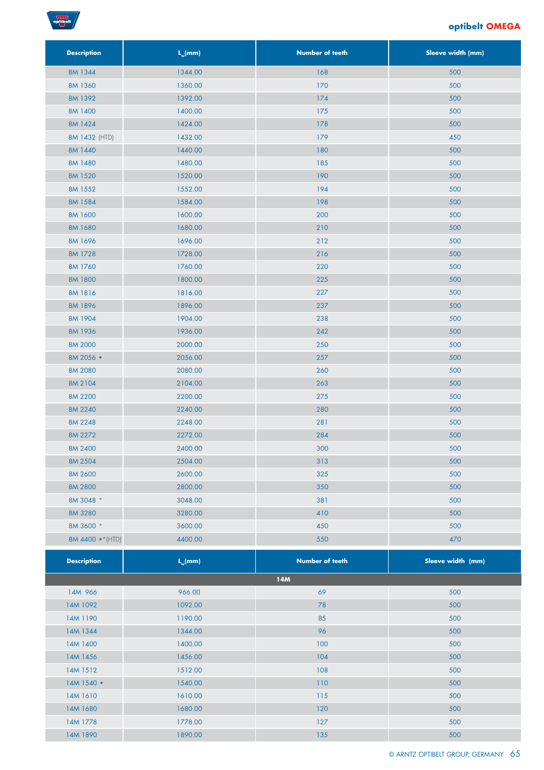| Description | $L_w$(mm) | Number of teeth | Sleeve width (mm) |
|---|---|---|---|
| 8M 1344 | 1344.00 | 168 | 500 |
| 8M 1360 | 1360.00 | 170 | 500 |
| 8M 1392 | 1392.00 | 174 | 500 |
| 8M 1400 | 1400.00 | 175 | 500 |
| 8M 1424 | 1424.00 | 178 | 500 |
| 8M 1432 (HTD) | 1432.00 | 179 | 450 |
| 8M 1440 | 1440.00 | 180 | 500 |
| 8M 1480 | 1480.00 | 185 | 500 |
| 8M 1520 | 1520.00 | 190 | 500 |
| 8M 1552 | 1552.00 | 194 | 500 |
| 8M 1584 | 1584.00 | 198 | 500 |
| 8M 1600 | 1600.00 | 200 | 500 |
| 8M 1680 | 1680.00 | 210 | 500 |
| 8M 1696 | 1696.00 | 212 | 500 |
| 8M 1728 | 1728.00 | 216 | 500 |
| 8M 1760 | 1760.00 | 220 | 500 |
| 8M 1800 | 1800.00 | 225 | 500 |
| 8M 1816 | 1816.00 | 227 | 500 |
| 8M 1896 | 1896.00 | 237 | 500 |
| 8M 1904 | 1904.00 | 238 | 500 |
| 8M 1936 | 1936.00 | 242 | 500 |
| 8M 2000 | 2000.00 | 250 | 500 |
| 8M 2056 • | 2056.00 | 257 | 500 |
| 8M 2080 | 2080.00 | 260 | 500 |
| 8M 2104 | 2104.00 | 263 | 500 |
| 8M 2200 | 2200.00 | 275 | 500 |
| 8M 2240 | 2240.00 | 280 | 500 |
| 8M 2248 | 2248.00 | 281 | 500 |
| 8M 2272 | 2272.00 | 284 | 500 |
| 8M 2400 | 2400.00 | 300 | 500 |
| 8M 2504 | 2504.00 | 313 | 500 |
| 8M 2600 | 2600.00 | 325 | 500 |
| 8M 2800 | 2800.00 | 350 | 500 |
| 8M 3048 * | 3048.00 | 381 | 500 |
| 8M 3280 | 3280.00 | 410 | 500 |
| 8M 3600 * | 3600.00 | 450 | 500 |
| 8M 4400 •*(HTD) | 4400.00 | 550 | 470 |

| Description | $L_w$(mm) | Number of teeth | Sleeve width (mm) |
|---|---|---|---|
| | | **14M** | |
| 14M 966 | 966.00 | 69 | 500 |
| 14M 1092 | 1092.00 | 78 | 500 |
| 14M 1190 | 1190.00 | 85 | 500 |
| 14M 1344 | 1344.00 | 96 | 500 |
| 14M 1400 | 1400.00 | 100 | 500 |
| 14M 1456 | 1456.00 | 104 | 500 |
| 14M 1512 | 1512.00 | 108 | 500 |
| 14M 1540 • | 1540.00 | 110 | 500 |
| 14M 1610 | 1610.00 | 115 | 500 |
| 14M 1680 | 1680.00 | 120 | 500 |
| 14M 1778 | 1778.00 | 127 | 500 |
| 14M 1890 | 1890.00 | 135 | 500 |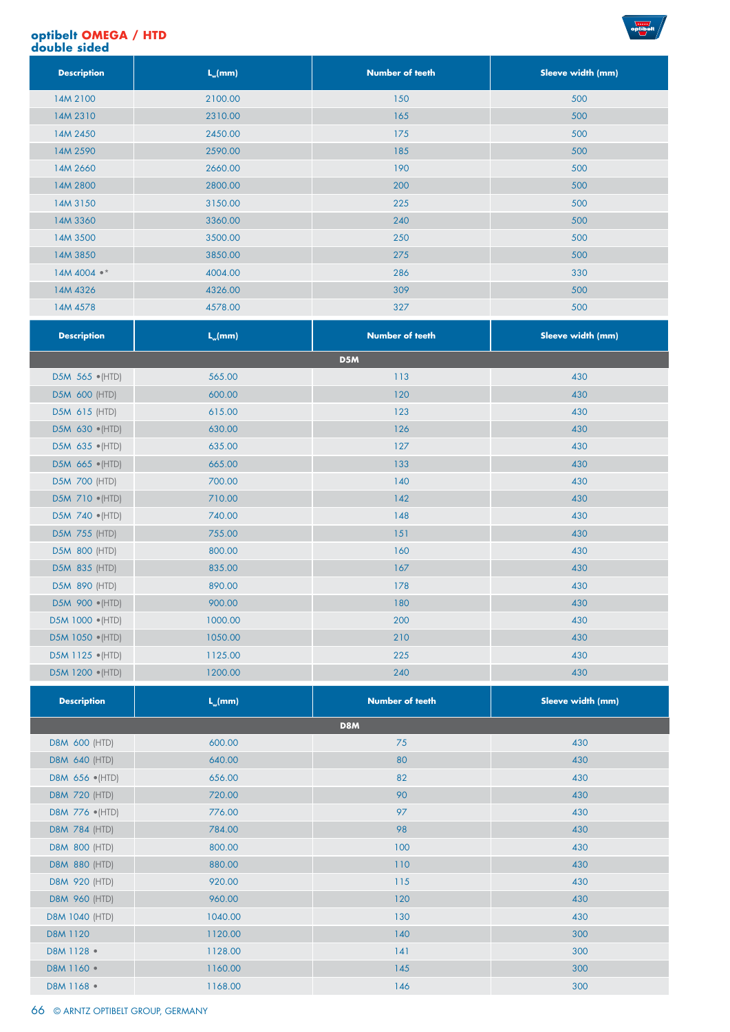## optibelt OMEGA / HTD double sided

| Description | $L_w$(mm) | Number of teeth | Sleeve width (mm) |
|---|---|---|---|
| 14M 2100 | 2100.00 | 150 | 500 |
| 14M 2310 | 2310.00 | 165 | 500 |
| 14M 2450 | 2450.00 | 175 | 500 |
| 14M 2590 | 2590.00 | 185 | 500 |
| 14M 2660 | 2660.00 | 190 | 500 |
| 14M 2800 | 2800.00 | 200 | 500 |
| 14M 3150 | 3150.00 | 225 | 500 |
| 14M 3360 | 3360.00 | 240 | 500 |
| 14M 3500 | 3500.00 | 250 | 500 |
| 14M 3850 | 3850.00 | 275 | 500 |
| 14M 4004 •* | 4004.00 | 286 | 330 |
| 14M 4326 | 4326.00 | 309 | 500 |
| 14M 4578 | 4578.00 | 327 | 500 |

| Description | $L_w$(mm) | Number of teeth | Sleeve width (mm) |
|---|---|---|---|
| **D5M** | | | |
| D5M 565 •(HTD) | 565.00 | 113 | 430 |
| D5M 600 (HTD) | 600.00 | 120 | 430 |
| D5M 615 (HTD) | 615.00 | 123 | 430 |
| D5M 630 •(HTD) | 630.00 | 126 | 430 |
| D5M 635 •(HTD) | 635.00 | 127 | 430 |
| D5M 665 •(HTD) | 665.00 | 133 | 430 |
| D5M 700 (HTD) | 700.00 | 140 | 430 |
| D5M 710 •(HTD) | 710.00 | 142 | 430 |
| D5M 740 •(HTD) | 740.00 | 148 | 430 |
| D5M 755 (HTD) | 755.00 | 151 | 430 |
| D5M 800 (HTD) | 800.00 | 160 | 430 |
| D5M 835 (HTD) | 835.00 | 167 | 430 |
| D5M 890 (HTD) | 890.00 | 178 | 430 |
| D5M 900 •(HTD) | 900.00 | 180 | 430 |
| D5M 1000 •(HTD) | 1000.00 | 200 | 430 |
| D5M 1050 •(HTD) | 1050.00 | 210 | 430 |
| D5M 1125 •(HTD) | 1125.00 | 225 | 430 |
| D5M 1200 •(HTD) | 1200.00 | 240 | 430 |

| Description | $L_w$(mm) | Number of teeth | Sleeve width (mm) |
|---|---|---|---|
| **D8M** | | | |
| D8M 600 (HTD) | 600.00 | 75 | 430 |
| D8M 640 (HTD) | 640.00 | 80 | 430 |
| D8M 656 •(HTD) | 656.00 | 82 | 430 |
| D8M 720 (HTD) | 720.00 | 90 | 430 |
| D8M 776 •(HTD) | 776.00 | 97 | 430 |
| D8M 784 (HTD) | 784.00 | 98 | 430 |
| D8M 800 (HTD) | 800.00 | 100 | 430 |
| D8M 880 (HTD) | 880.00 | 110 | 430 |
| D8M 920 (HTD) | 920.00 | 115 | 430 |
| D8M 960 (HTD) | 960.00 | 120 | 430 |
| D8M 1040 (HTD) | 1040.00 | 130 | 430 |
| D8M 1120 | 1120.00 | 140 | 300 |
| D8M 1128 • | 1128.00 | 141 | 300 |
| D8M 1160 • | 1160.00 | 145 | 300 |
| D8M 1168 • | 1168.00 | 146 | 300 |

© ARNTZ OPTIBELT GROUP, GERMANY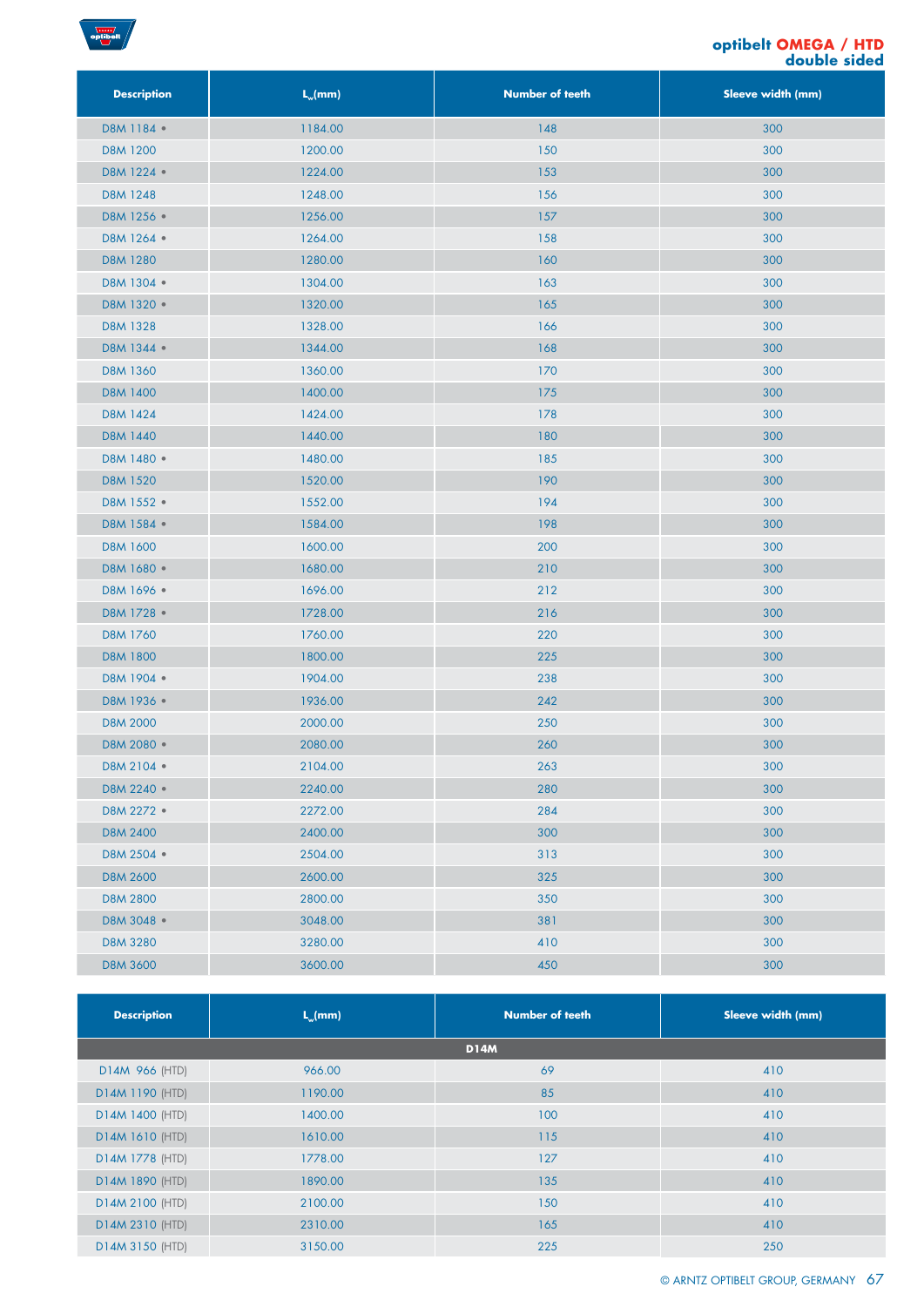## optibelt OMEGA / HTD double sided

| Description | $L_w$(mm) | Number of teeth | Sleeve width (mm) |
|---|---|---|---|
| D8M 1184 • | 1184.00 | 148 | 300 |
| D8M 1200 | 1200.00 | 150 | 300 |
| D8M 1224 • | 1224.00 | 153 | 300 |
| D8M 1248 | 1248.00 | 156 | 300 |
| D8M 1256 • | 1256.00 | 157 | 300 |
| D8M 1264 • | 1264.00 | 158 | 300 |
| D8M 1280 | 1280.00 | 160 | 300 |
| D8M 1304 • | 1304.00 | 163 | 300 |
| D8M 1320 • | 1320.00 | 165 | 300 |
| D8M 1328 | 1328.00 | 166 | 300 |
| D8M 1344 • | 1344.00 | 168 | 300 |
| D8M 1360 | 1360.00 | 170 | 300 |
| D8M 1400 | 1400.00 | 175 | 300 |
| D8M 1424 | 1424.00 | 178 | 300 |
| D8M 1440 | 1440.00 | 180 | 300 |
| D8M 1480 • | 1480.00 | 185 | 300 |
| D8M 1520 | 1520.00 | 190 | 300 |
| D8M 1552 • | 1552.00 | 194 | 300 |
| D8M 1584 • | 1584.00 | 198 | 300 |
| D8M 1600 | 1600.00 | 200 | 300 |
| D8M 1680 • | 1680.00 | 210 | 300 |
| D8M 1696 • | 1696.00 | 212 | 300 |
| D8M 1728 • | 1728.00 | 216 | 300 |
| D8M 1760 | 1760.00 | 220 | 300 |
| D8M 1800 | 1800.00 | 225 | 300 |
| D8M 1904 • | 1904.00 | 238 | 300 |
| D8M 1936 • | 1936.00 | 242 | 300 |
| D8M 2000 | 2000.00 | 250 | 300 |
| D8M 2080 • | 2080.00 | 260 | 300 |
| D8M 2104 • | 2104.00 | 263 | 300 |
| D8M 2240 • | 2240.00 | 280 | 300 |
| D8M 2272 • | 2272.00 | 284 | 300 |
| D8M 2400 | 2400.00 | 300 | 300 |
| D8M 2504 • | 2504.00 | 313 | 300 |
| D8M 2600 | 2600.00 | 325 | 300 |
| D8M 2800 | 2800.00 | 350 | 300 |
| D8M 3048 • | 3048.00 | 381 | 300 |
| D8M 3280 | 3280.00 | 410 | 300 |
| D8M 3600 | 3600.00 | 450 | 300 |

| Description | $L_w$(mm) | Number of teeth | Sleeve width (mm) |
|---|---|---|---|
| | | **D14M** | |
| D14M 966 (HTD) | 966.00 | 69 | 410 |
| D14M 1190 (HTD) | 1190.00 | 85 | 410 |
| D14M 1400 (HTD) | 1400.00 | 100 | 410 |
| D14M 1610 (HTD) | 1610.00 | 115 | 410 |
| D14M 1778 (HTD) | 1778.00 | 127 | 410 |
| D14M 1890 (HTD) | 1890.00 | 135 | 410 |
| D14M 2100 (HTD) | 2100.00 | 150 | 410 |
| D14M 2310 (HTD) | 2310.00 | 165 | 410 |
| D14M 3150 (HTD) | 3150.00 | 225 | 250 |

© ARNTZ OPTIBELT GROUP, GERMANY